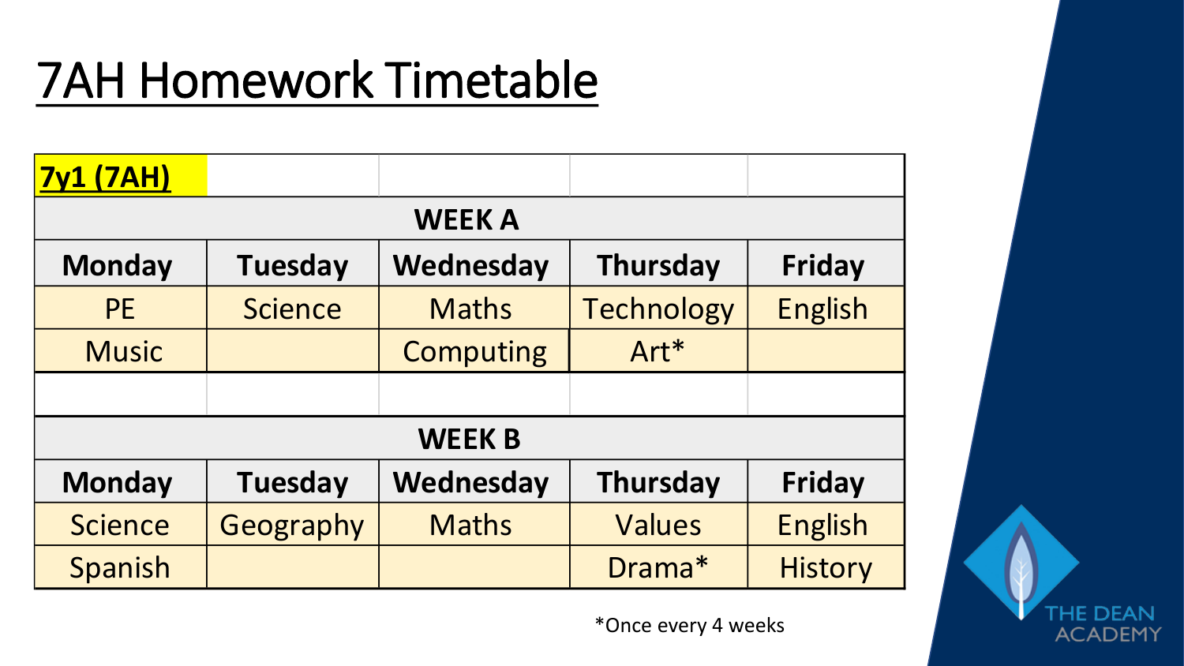# 7AH Homework Timetable

| 7y1 (7AH) | | | | |
|---|---|---|---|---|
| **WEEK A** | | | | |
| **Monday** | **Tuesday** | **Wednesday** | **Thursday** | **Friday** |
| PE | Science | Maths | Technology | English |
| Music | | Computing | Art* | |
| | | | | |
| **WEEK B** | | | | |
| **Monday** | **Tuesday** | **Wednesday** | **Thursday** | **Friday** |
| Science | Geography | Maths | Values | English |
| Spanish | | | Drama* | History |

*Once every 4 weeks

THE DEAN ACADEMY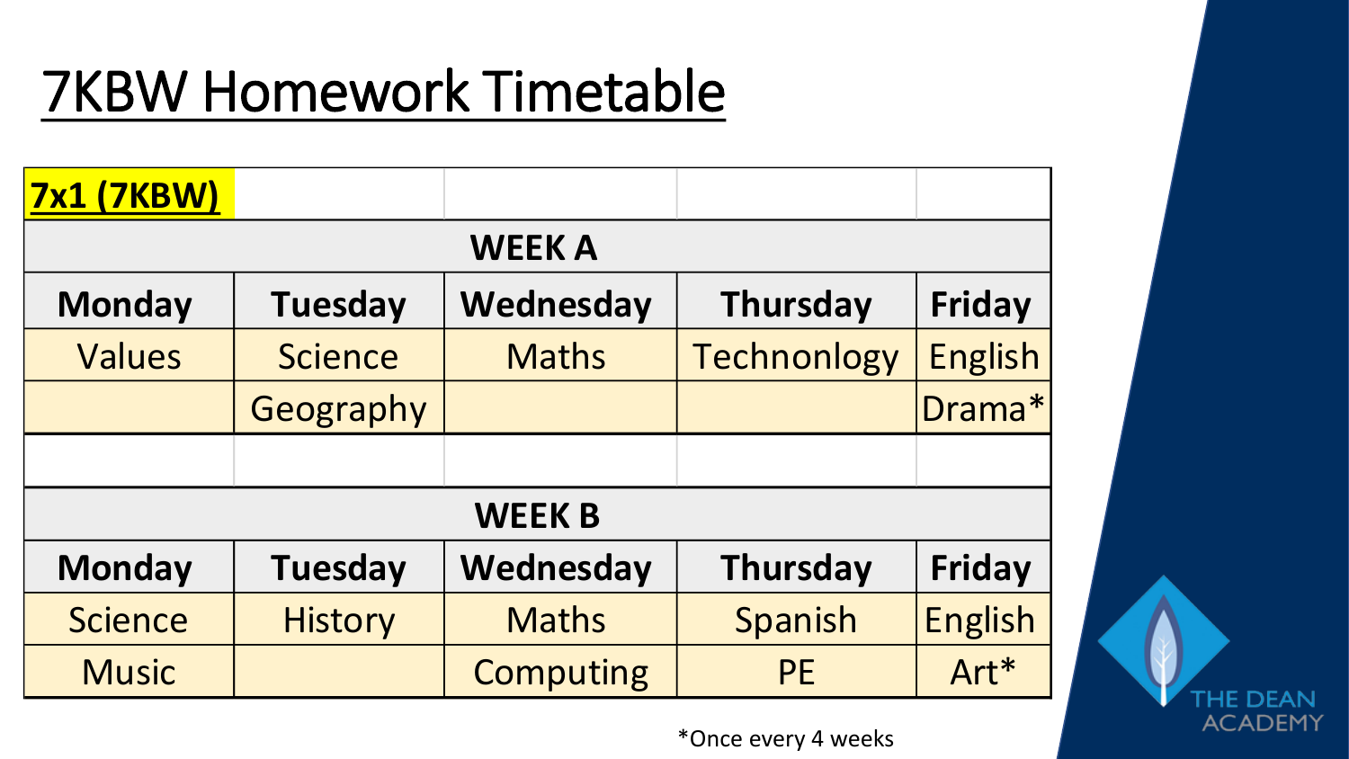# 7KBW Homework Timetable

| 7x1 (7KBW) | | | | |
|---|---|---|---|---|
| **WEEK A** | | | | |
| **Monday** | **Tuesday** | **Wednesday** | **Thursday** | **Friday** |
| Values | Science | Maths | Technonlogy | English |
| | Geography | | | Drama* |
| | | | | |
| **WEEK B** | | | | |
| **Monday** | **Tuesday** | **Wednesday** | **Thursday** | **Friday** |
| Science | History | Maths | Spanish | English |
| Music | | Computing | PE | Art* |

*Once every 4 weeks

THE DEAN ACADEMY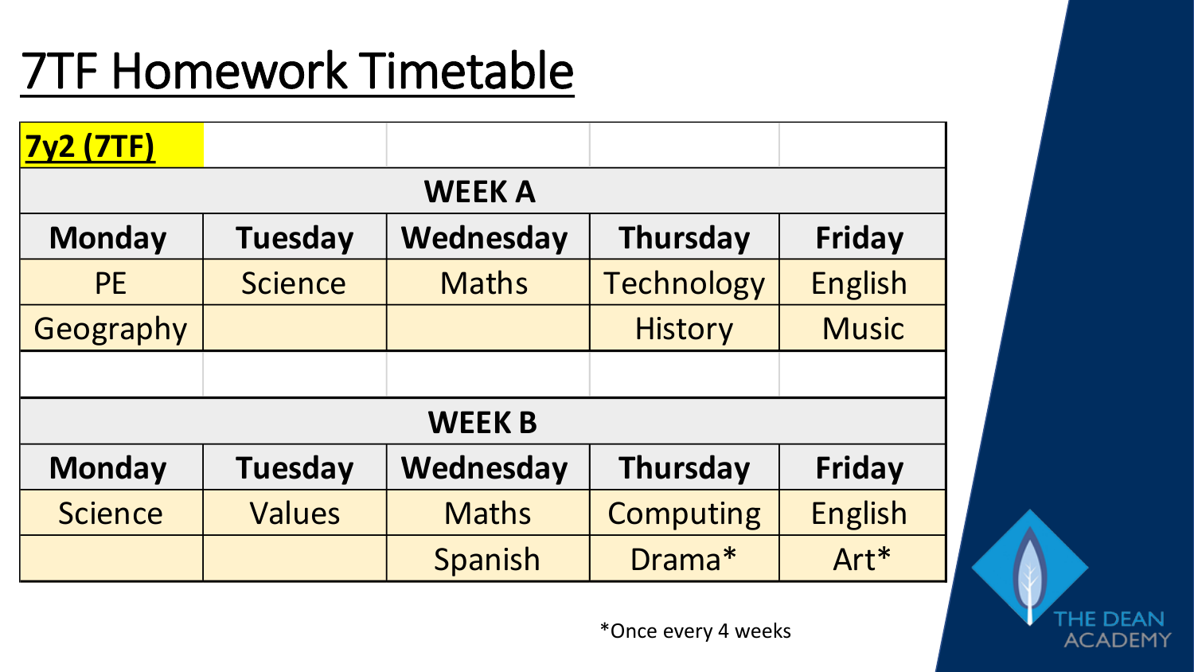# 7TF Homework Timetable

| 7y2 (7TF) | | | | |
|---|---|---|---|---|
| **WEEK A** | | | | |
| **Monday** | **Tuesday** | **Wednesday** | **Thursday** | **Friday** |
| PE | Science | Maths | Technology | English |
| Geography | | | History | Music |
| | | | | |
| **WEEK B** | | | | |
| **Monday** | **Tuesday** | **Wednesday** | **Thursday** | **Friday** |
| Science | Values | Maths | Computing | English |
| | | Spanish | Drama* | Art* |

*Once every 4 weeks

THE DEAN ACADEMY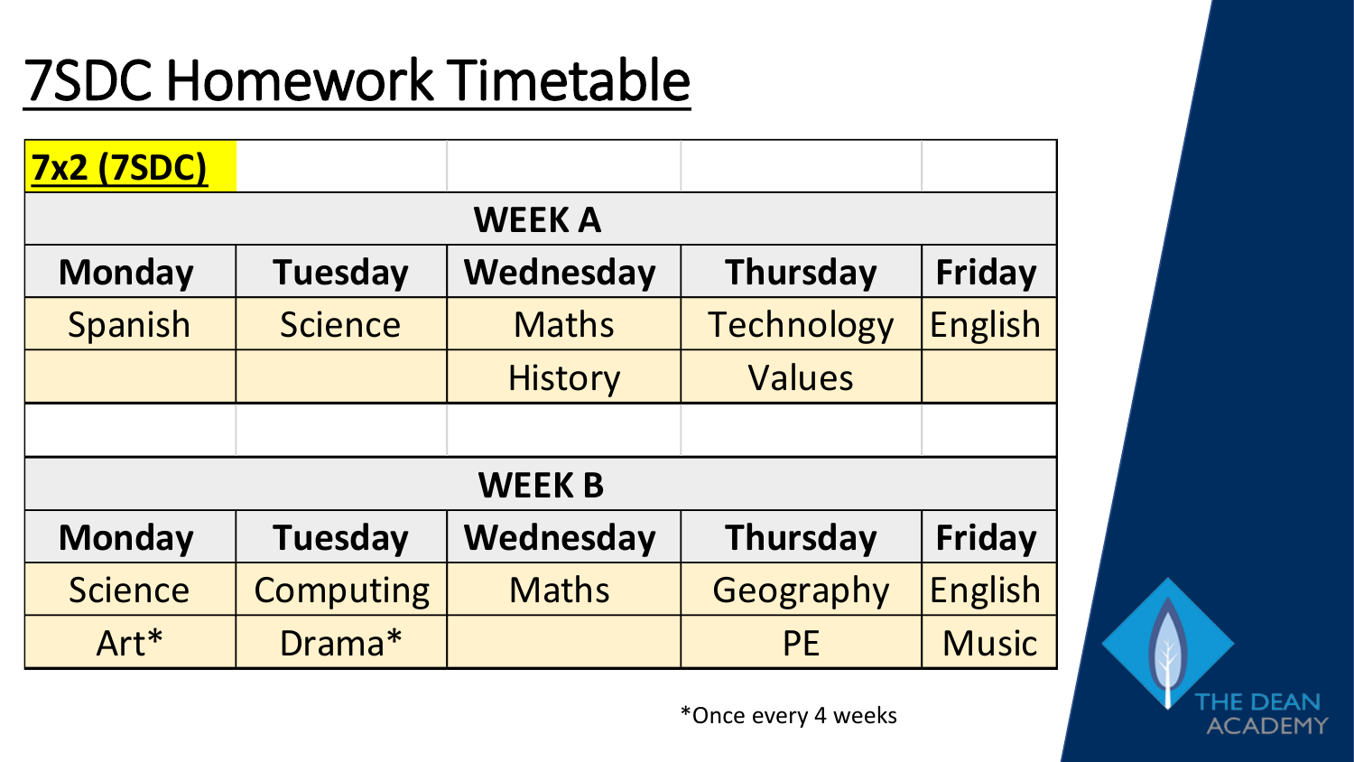# 7SDC Homework Timetable

| 7x2 (7SDC) | | | | |
|---|---|---|---|---|
| **WEEK A** | | | | |
| **Monday** | **Tuesday** | **Wednesday** | **Thursday** | **Friday** |
| Spanish | Science | Maths | Technology | English |
| | | History | Values | |
| | | | | |
| **WEEK B** | | | | |
| **Monday** | **Tuesday** | **Wednesday** | **Thursday** | **Friday** |
| Science | Computing | Maths | Geography | English |
| Art* | Drama* | | PE | Music |

*Once every 4 weeks

THE DEAN ACADEMY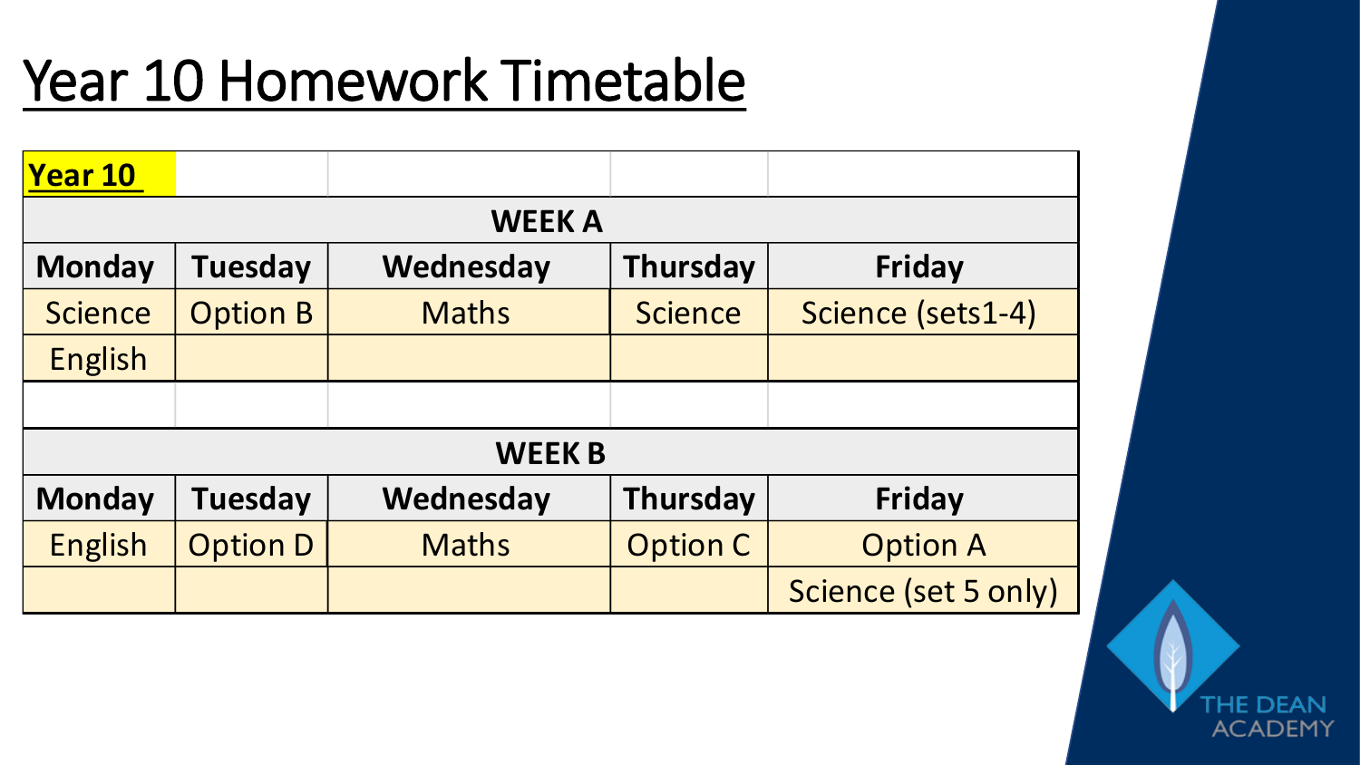# Year 10 Homework Timetable

| **Year 10** | | | | |
|---|---|---|---|---|
| **WEEK A** | | | | |
| **Monday** | **Tuesday** | **Wednesday** | **Thursday** | **Friday** |
| Science | Option B | Maths | Science | Science (sets1-4) |
| English | | | | |
| | | | | |
| **WEEK B** | | | | |
| **Monday** | **Tuesday** | **Wednesday** | **Thursday** | **Friday** |
| English | Option D | Maths | Option C | Option A |
| | | | | Science (set 5 only) |

THE DEAN ACADEMY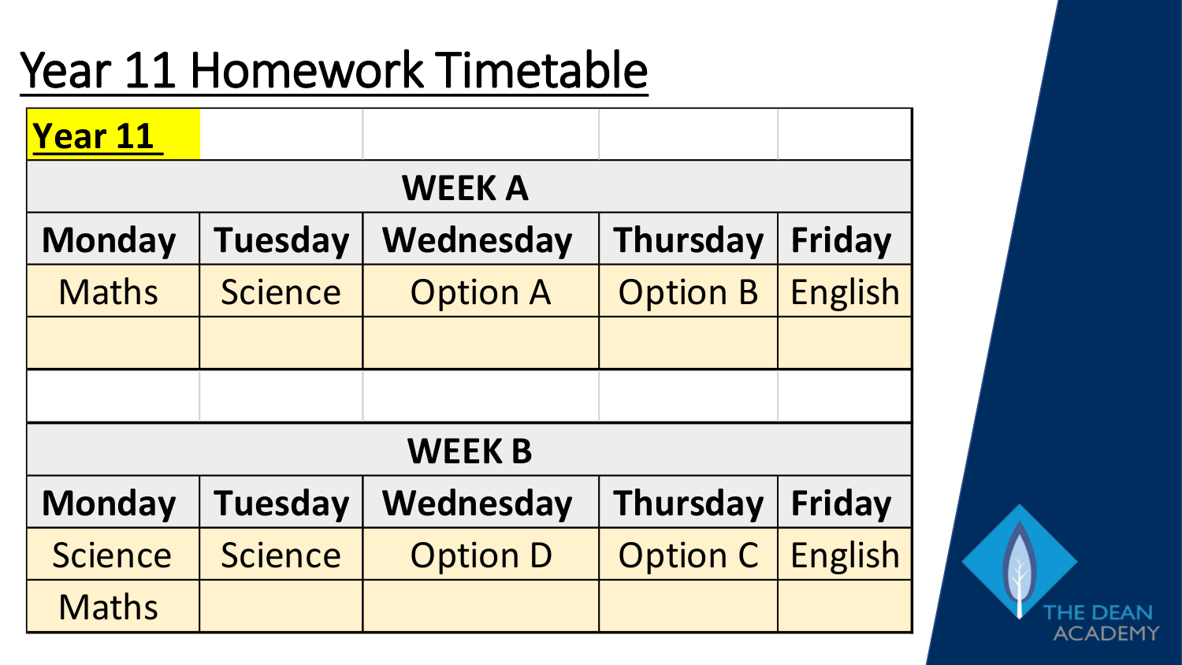# Year 11 Homework Timetable

| **Year 11** | | | | |
|---|---|---|---|---|
| **WEEK A** | | | | |
| **Monday** | **Tuesday** | **Wednesday** | **Thursday** | **Friday** |
| Maths | Science | Option A | Option B | English |
| | | | | |
| | | | | |
| **WEEK B** | | | | |
| **Monday** | **Tuesday** | **Wednesday** | **Thursday** | **Friday** |
| Science | Science | Option D | Option C | English |
| Maths | | | | |

THE DEAN ACADEMY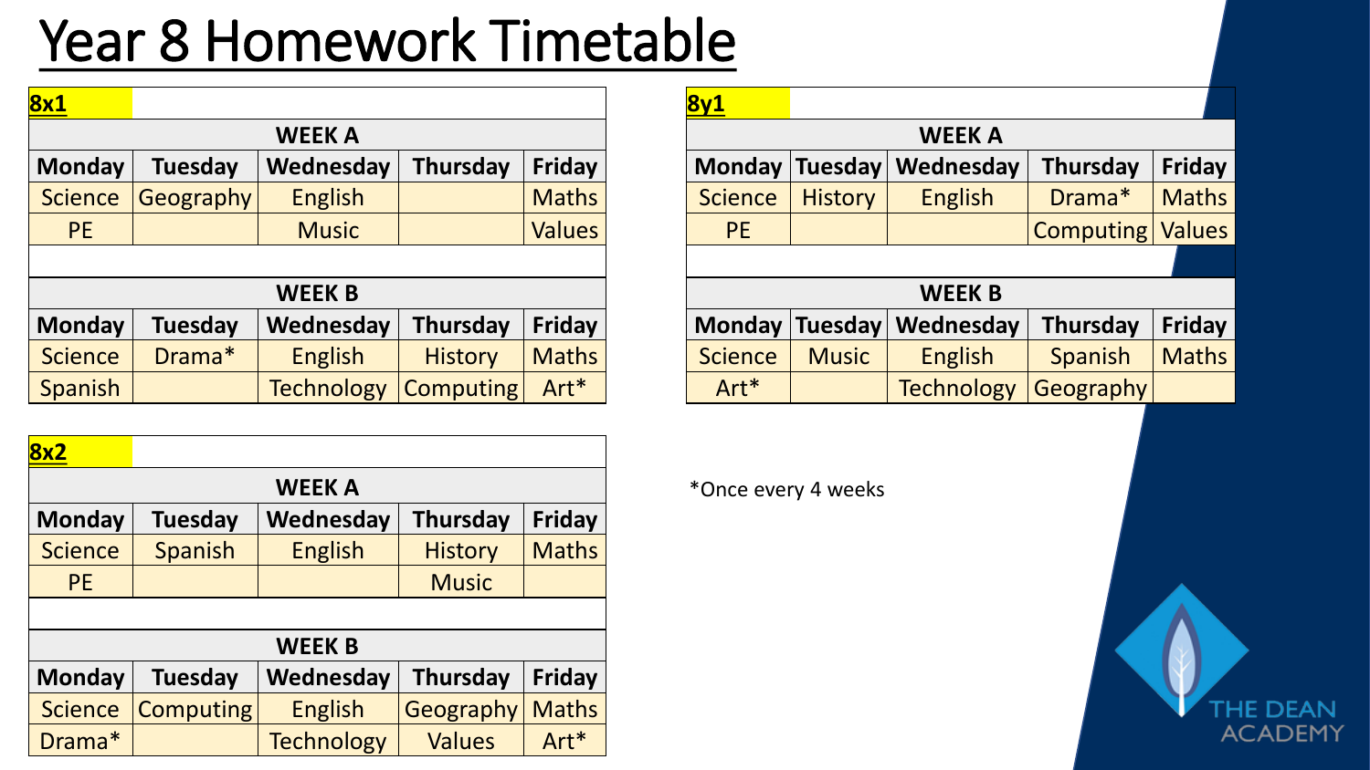# Year 8 Homework Timetable

**8x1**

| WEEK A | | | | |
|---|---|---|---|---|
| **Monday** | **Tuesday** | **Wednesday** | **Thursday** | **Friday** |
| Science | Geography | English | | Maths |
| PE | | Music | | Values |

| WEEK B | | | | |
|---|---|---|---|---|
| **Monday** | **Tuesday** | **Wednesday** | **Thursday** | **Friday** |
| Science | Drama* | English | History | Maths |
| Spanish | | Technology | Computing | Art* |

**8y1**

| WEEK A | | | | |
|---|---|---|---|---|
| **Monday** | **Tuesday** | **Wednesday** | **Thursday** | **Friday** |
| Science | History | English | Drama* | Maths |
| PE | | | Computing | Values |

| WEEK B | | | | |
|---|---|---|---|---|
| **Monday** | **Tuesday** | **Wednesday** | **Thursday** | **Friday** |
| Science | Music | English | Spanish | Maths |
| Art* | | Technology | Geography | |

**8x2**

| WEEK A | | | | |
|---|---|---|---|---|
| **Monday** | **Tuesday** | **Wednesday** | **Thursday** | **Friday** |
| Science | Spanish | English | History | Maths |
| PE | | | Music | |

| WEEK B | | | | |
|---|---|---|---|---|
| **Monday** | **Tuesday** | **Wednesday** | **Thursday** | **Friday** |
| Science | Computing | English | Geography | Maths |
| Drama* | | Technology | Values | Art* |

*Once every 4 weeks

THE DEAN ACADEMY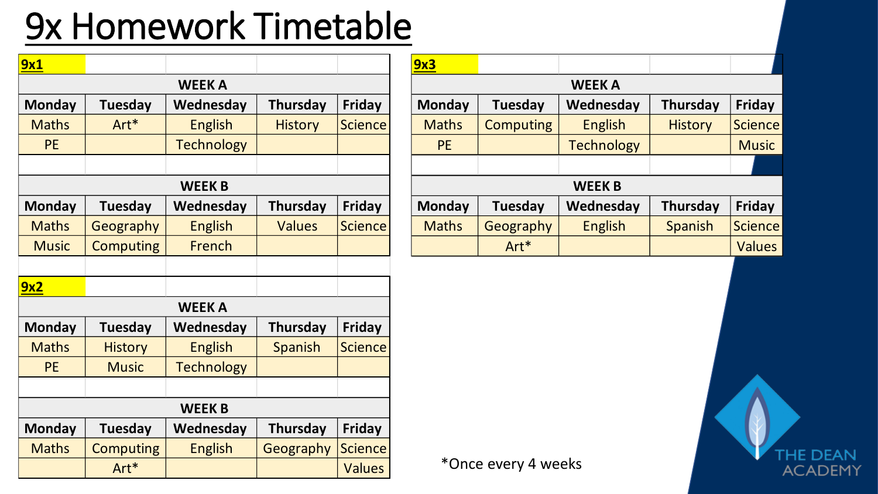# 9x Homework Timetable

**9x1**

| WEEK A | | | | |
|---|---|---|---|---|
| **Monday** | **Tuesday** | **Wednesday** | **Thursday** | **Friday** |
| Maths | Art* | English | History | Science |
| PE | | Technology | | |

| WEEK B | | | | |
|---|---|---|---|---|
| **Monday** | **Tuesday** | **Wednesday** | **Thursday** | **Friday** |
| Maths | Geography | English | Values | Science |
| Music | Computing | French | | |

**9x2**

| WEEK A | | | | |
|---|---|---|---|---|
| **Monday** | **Tuesday** | **Wednesday** | **Thursday** | **Friday** |
| Maths | History | English | Spanish | Science |
| PE | Music | Technology | | |

| WEEK B | | | | |
|---|---|---|---|---|
| **Monday** | **Tuesday** | **Wednesday** | **Thursday** | **Friday** |
| Maths | Computing | English | Geography | Science |
| | Art* | | | Values |

**9x3**

| WEEK A | | | | |
|---|---|---|---|---|
| **Monday** | **Tuesday** | **Wednesday** | **Thursday** | **Friday** |
| Maths | Computing | English | History | Science |
| PE | | Technology | | Music |

| WEEK B | | | | |
|---|---|---|---|---|
| **Monday** | **Tuesday** | **Wednesday** | **Thursday** | **Friday** |
| Maths | Geography | English | Spanish | Science |
| | Art* | | | Values |

*Once every 4 weeks

THE DEAN ACADEMY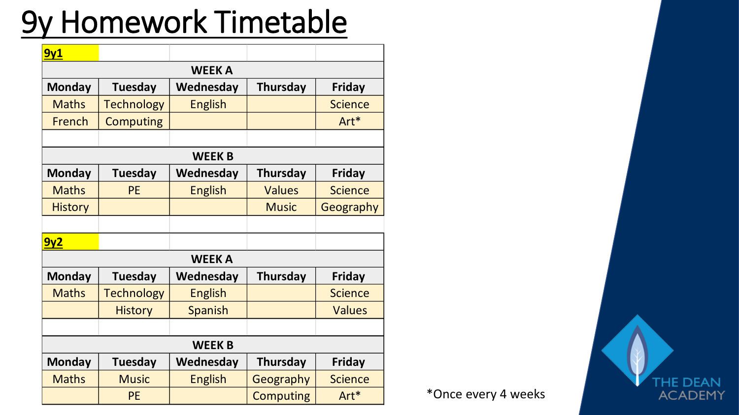# 9y Homework Timetable

**9y1**

| WEEK A | | | | |
|---|---|---|---|---|
| **Monday** | **Tuesday** | **Wednesday** | **Thursday** | **Friday** |
| Maths | Technology | English | | Science |
| French | Computing | | | Art* |

| WEEK B | | | | |
|---|---|---|---|---|
| **Monday** | **Tuesday** | **Wednesday** | **Thursday** | **Friday** |
| Maths | PE | English | Values | Science |
| History | | | Music | Geography |

**9y2**

| WEEK A | | | | |
|---|---|---|---|---|
| **Monday** | **Tuesday** | **Wednesday** | **Thursday** | **Friday** |
| Maths | Technology | English | | Science |
| | History | Spanish | | Values |

| WEEK B | | | | |
|---|---|---|---|---|
| **Monday** | **Tuesday** | **Wednesday** | **Thursday** | **Friday** |
| Maths | Music | English | Geography | Science |
| | PE | | Computing | Art* |

*Once every 4 weeks

THE DEAN ACADEMY